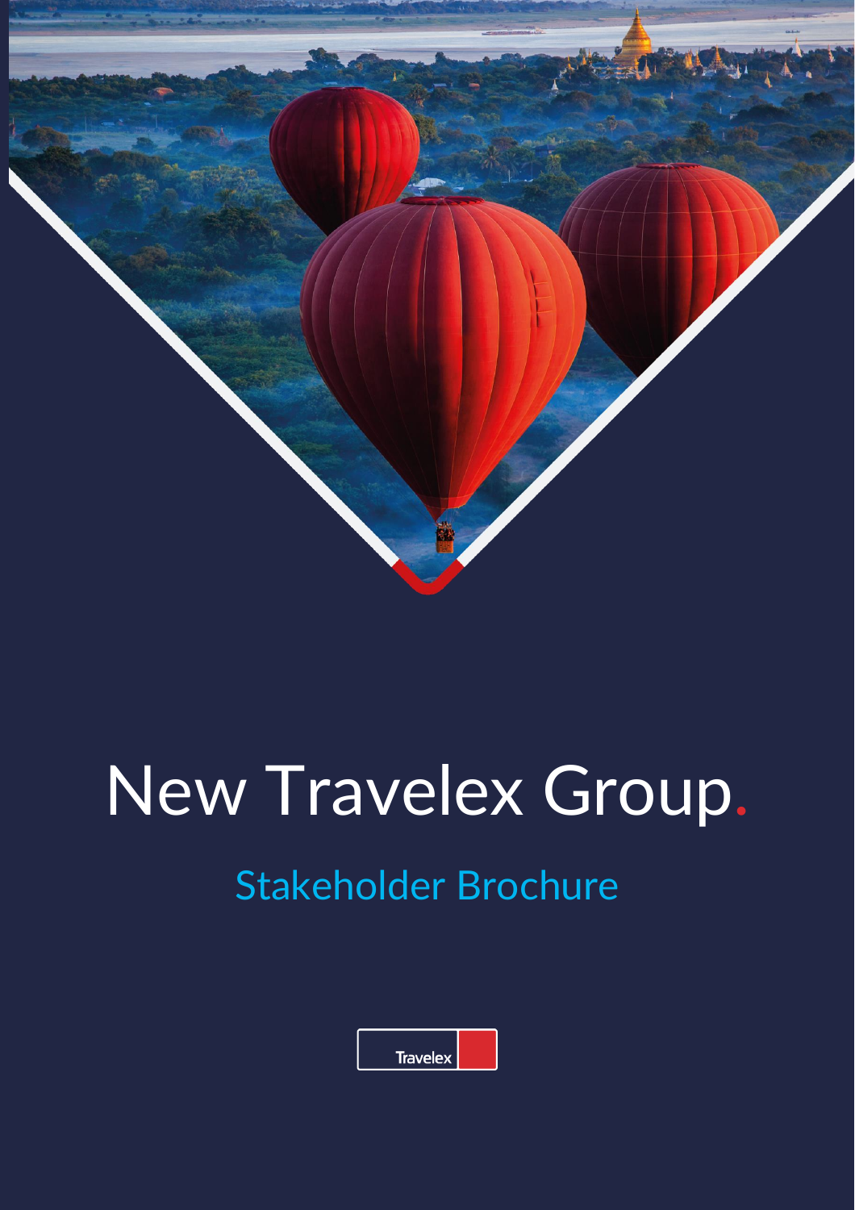# New Travelex Group.

## Stakeholder Brochure

Travelex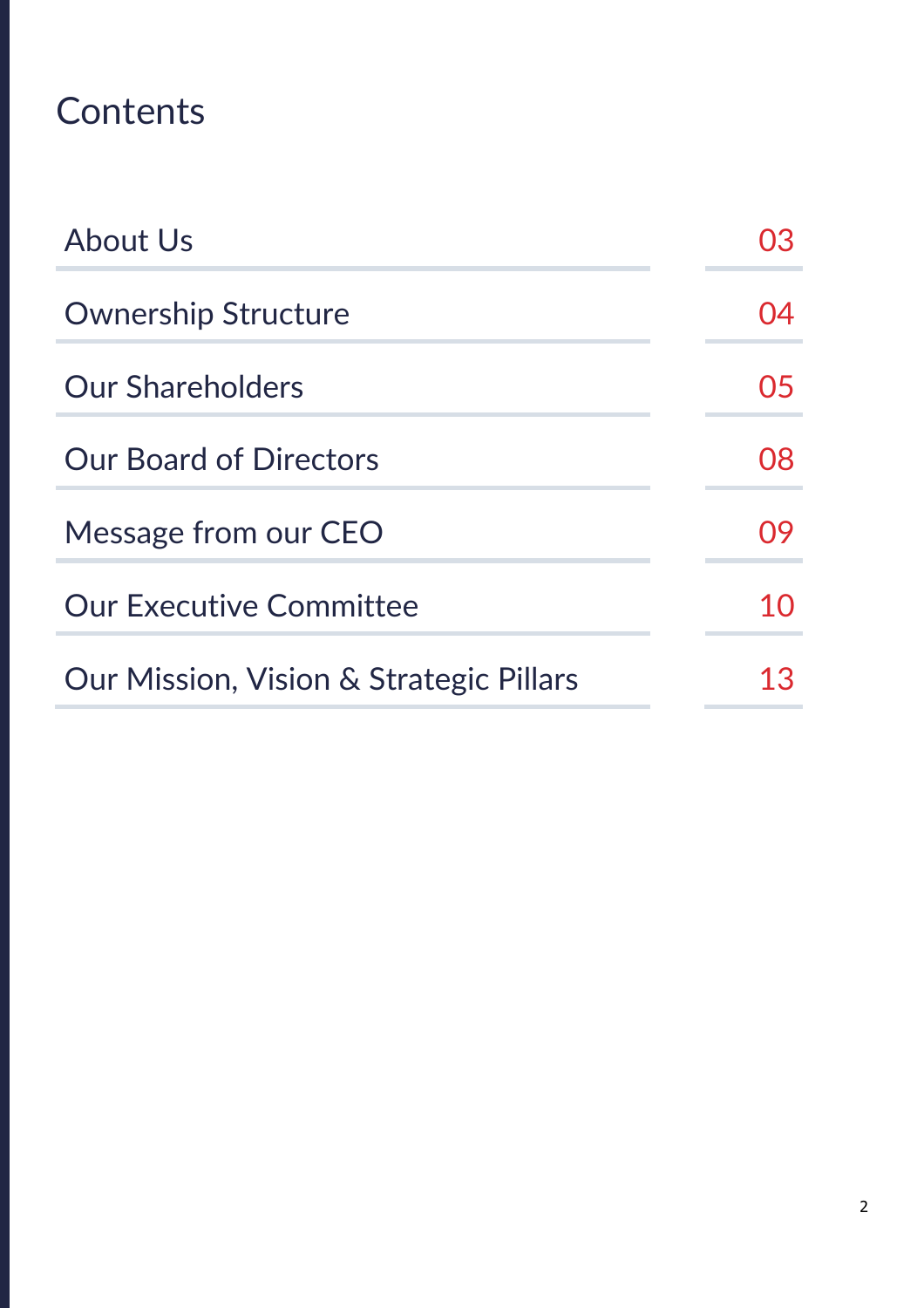# Contents

| | |
|---|---|
| About Us | 03 |
| Ownership Structure | 04 |
| Our Shareholders | 05 |
| Our Board of Directors | 08 |
| Message from our CEO | 09 |
| Our Executive Committee | 10 |
| Our Mission, Vision & Strategic Pillars | 13 |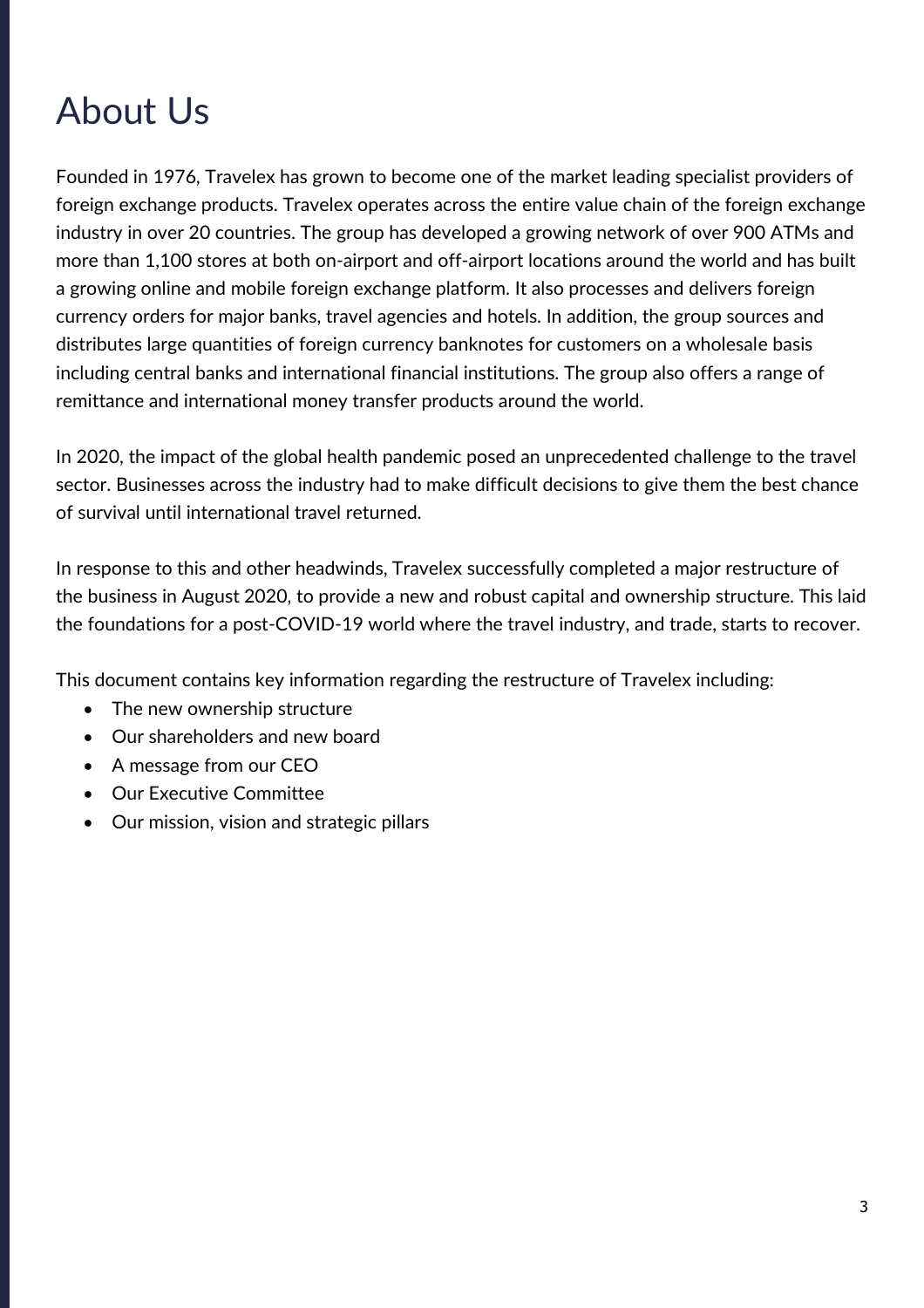# About Us

Founded in 1976, Travelex has grown to become one of the market leading specialist providers of foreign exchange products. Travelex operates across the entire value chain of the foreign exchange industry in over 20 countries. The group has developed a growing network of over 900 ATMs and more than 1,100 stores at both on-airport and off-airport locations around the world and has built a growing online and mobile foreign exchange platform. It also processes and delivers foreign currency orders for major banks, travel agencies and hotels. In addition, the group sources and distributes large quantities of foreign currency banknotes for customers on a wholesale basis including central banks and international financial institutions. The group also offers a range of remittance and international money transfer products around the world.

In 2020, the impact of the global health pandemic posed an unprecedented challenge to the travel sector. Businesses across the industry had to make difficult decisions to give them the best chance of survival until international travel returned.

In response to this and other headwinds, Travelex successfully completed a major restructure of the business in August 2020, to provide a new and robust capital and ownership structure. This laid the foundations for a post-COVID-19 world where the travel industry, and trade, starts to recover.

This document contains key information regarding the restructure of Travelex including:

- The new ownership structure
- Our shareholders and new board
- A message from our CEO
- Our Executive Committee
- Our mission, vision and strategic pillars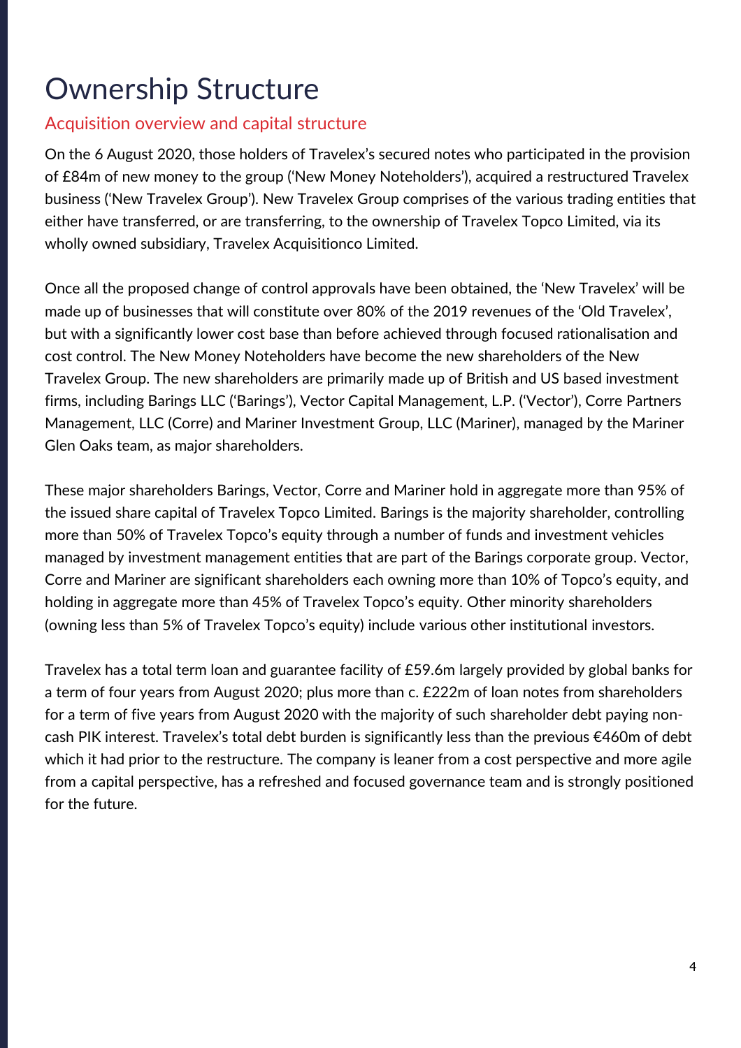# Ownership Structure

## Acquisition overview and capital structure

On the 6 August 2020, those holders of Travelex's secured notes who participated in the provision of £84m of new money to the group ('New Money Noteholders'), acquired a restructured Travelex business ('New Travelex Group'). New Travelex Group comprises of the various trading entities that either have transferred, or are transferring, to the ownership of Travelex Topco Limited, via its wholly owned subsidiary, Travelex Acquisitionco Limited.

Once all the proposed change of control approvals have been obtained, the 'New Travelex' will be made up of businesses that will constitute over 80% of the 2019 revenues of the 'Old Travelex', but with a significantly lower cost base than before achieved through focused rationalisation and cost control. The New Money Noteholders have become the new shareholders of the New Travelex Group. The new shareholders are primarily made up of British and US based investment firms, including Barings LLC ('Barings'), Vector Capital Management, L.P. ('Vector'), Corre Partners Management, LLC (Corre) and Mariner Investment Group, LLC (Mariner), managed by the Mariner Glen Oaks team, as major shareholders.

These major shareholders Barings, Vector, Corre and Mariner hold in aggregate more than 95% of the issued share capital of Travelex Topco Limited. Barings is the majority shareholder, controlling more than 50% of Travelex Topco's equity through a number of funds and investment vehicles managed by investment management entities that are part of the Barings corporate group. Vector, Corre and Mariner are significant shareholders each owning more than 10% of Topco's equity, and holding in aggregate more than 45% of Travelex Topco's equity. Other minority shareholders (owning less than 5% of Travelex Topco's equity) include various other institutional investors.

Travelex has a total term loan and guarantee facility of £59.6m largely provided by global banks for a term of four years from August 2020; plus more than c. £222m of loan notes from shareholders for a term of five years from August 2020 with the majority of such shareholder debt paying non-cash PIK interest. Travelex's total debt burden is significantly less than the previous €460m of debt which it had prior to the restructure. The company is leaner from a cost perspective and more agile from a capital perspective, has a refreshed and focused governance team and is strongly positioned for the future.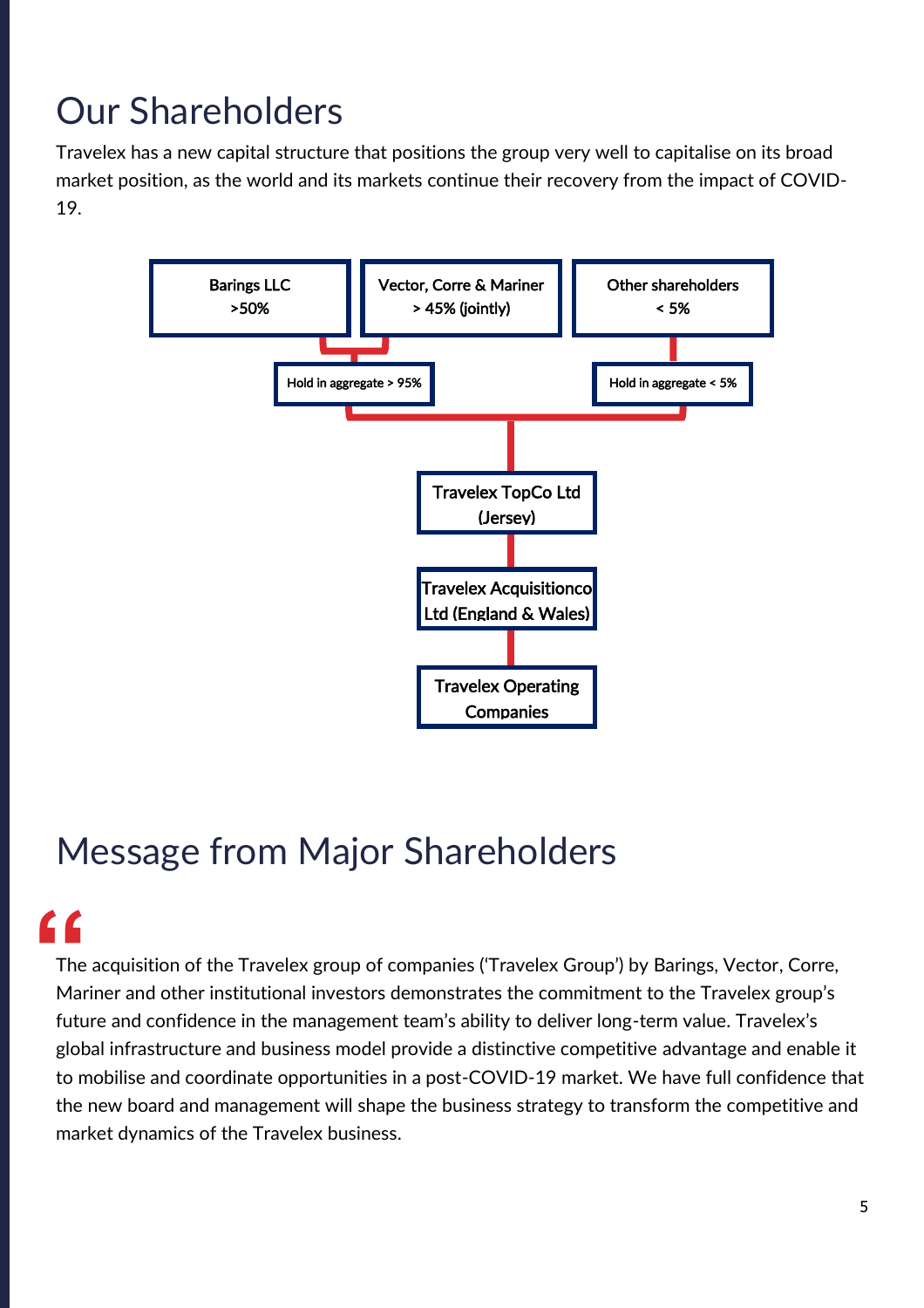# Our Shareholders

Travelex has a new capital structure that positions the group very well to capitalise on its broad market position, as the world and its markets continue their recovery from the impact of COVID-19.

Barings LLC
>50%

Vector, Corre & Mariner
> 45% (jointly)

Other shareholders
< 5%

Hold in aggregate > 95%

Hold in aggregate < 5%

Travelex TopCo Ltd (Jersey)

Travelex Acquisitionco Ltd (England & Wales)

Travelex Operating Companies

# Message from Major Shareholders

"

The acquisition of the Travelex group of companies ('Travelex Group') by Barings, Vector, Corre, Mariner and other institutional investors demonstrates the commitment to the Travelex group's future and confidence in the management team's ability to deliver long-term value. Travelex's global infrastructure and business model provide a distinctive competitive advantage and enable it to mobilise and coordinate opportunities in a post-COVID-19 market. We have full confidence that the new board and management will shape the business strategy to transform the competitive and market dynamics of the Travelex business.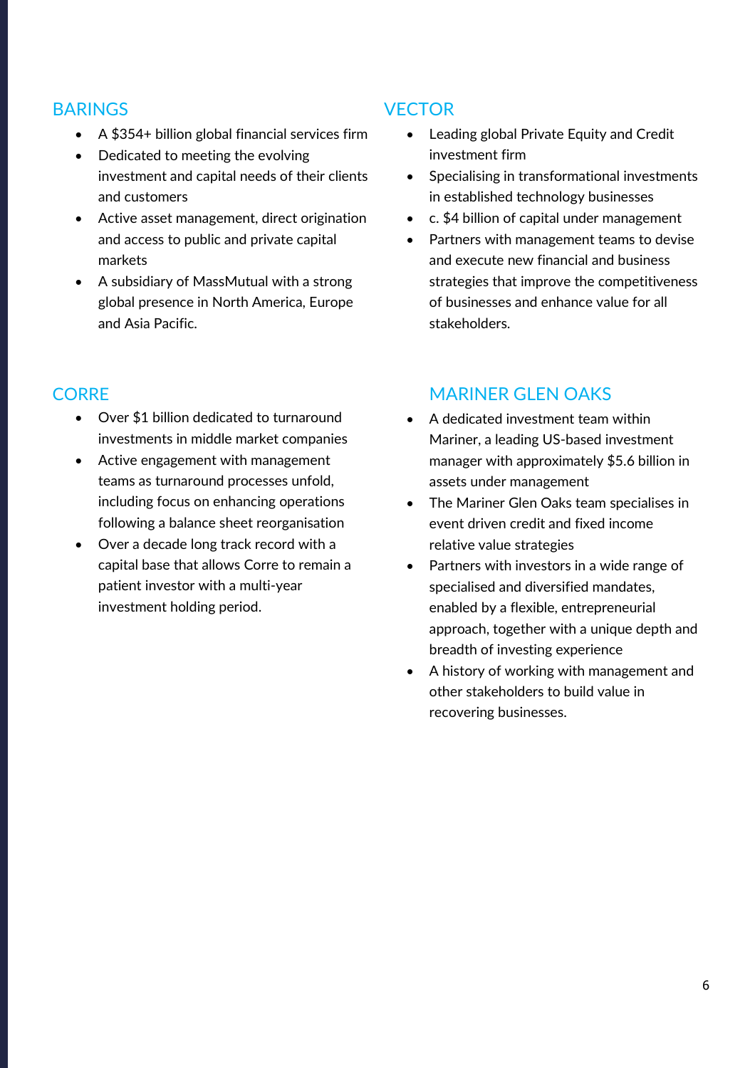## BARINGS

- A $354+ billion global financial services firm
- Dedicated to meeting the evolving investment and capital needs of their clients and customers
- Active asset management, direct origination and access to public and private capital markets
- A subsidiary of MassMutual with a strong global presence in North America, Europe and Asia Pacific.

## VECTOR

- Leading global Private Equity and Credit investment firm
- Specialising in transformational investments in established technology businesses
- c. $4 billion of capital under management
- Partners with management teams to devise and execute new financial and business strategies that improve the competitiveness of businesses and enhance value for all stakeholders.

## CORRE

- Over $1 billion dedicated to turnaround investments in middle market companies
- Active engagement with management teams as turnaround processes unfold, including focus on enhancing operations following a balance sheet reorganisation
- Over a decade long track record with a capital base that allows Corre to remain a patient investor with a multi-year investment holding period.

## MARINER GLEN OAKS

- A dedicated investment team within Mariner, a leading US-based investment manager with approximately $5.6 billion in assets under management
- The Mariner Glen Oaks team specialises in event driven credit and fixed income relative value strategies
- Partners with investors in a wide range of specialised and diversified mandates, enabled by a flexible, entrepreneurial approach, together with a unique depth and breadth of investing experience
- A history of working with management and other stakeholders to build value in recovering businesses.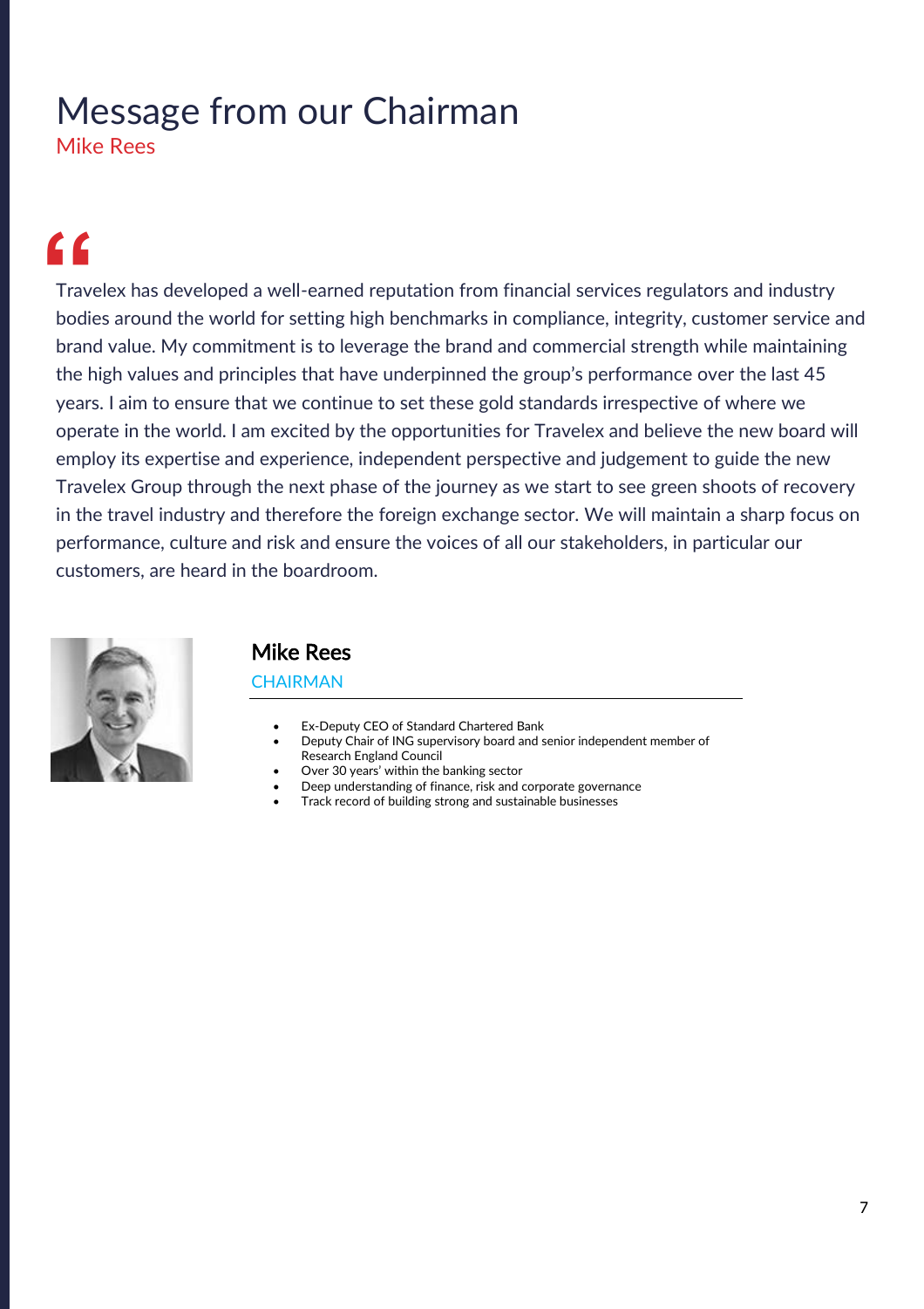# Message from our Chairman

Mike Rees

> Travelex has developed a well-earned reputation from financial services regulators and industry bodies around the world for setting high benchmarks in compliance, integrity, customer service and brand value. My commitment is to leverage the brand and commercial strength while maintaining the high values and principles that have underpinned the group's performance over the last 45 years. I aim to ensure that we continue to set these gold standards irrespective of where we operate in the world. I am excited by the opportunities for Travelex and believe the new board will employ its expertise and experience, independent perspective and judgement to guide the new Travelex Group through the next phase of the journey as we start to see green shoots of recovery in the travel industry and therefore the foreign exchange sector. We will maintain a sharp focus on performance, culture and risk and ensure the voices of all our stakeholders, in particular our customers, are heard in the boardroom.

## Mike Rees

CHAIRMAN

- Ex-Deputy CEO of Standard Chartered Bank
- Deputy Chair of ING supervisory board and senior independent member of Research England Council
- Over 30 years' within the banking sector
- Deep understanding of finance, risk and corporate governance
- Track record of building strong and sustainable businesses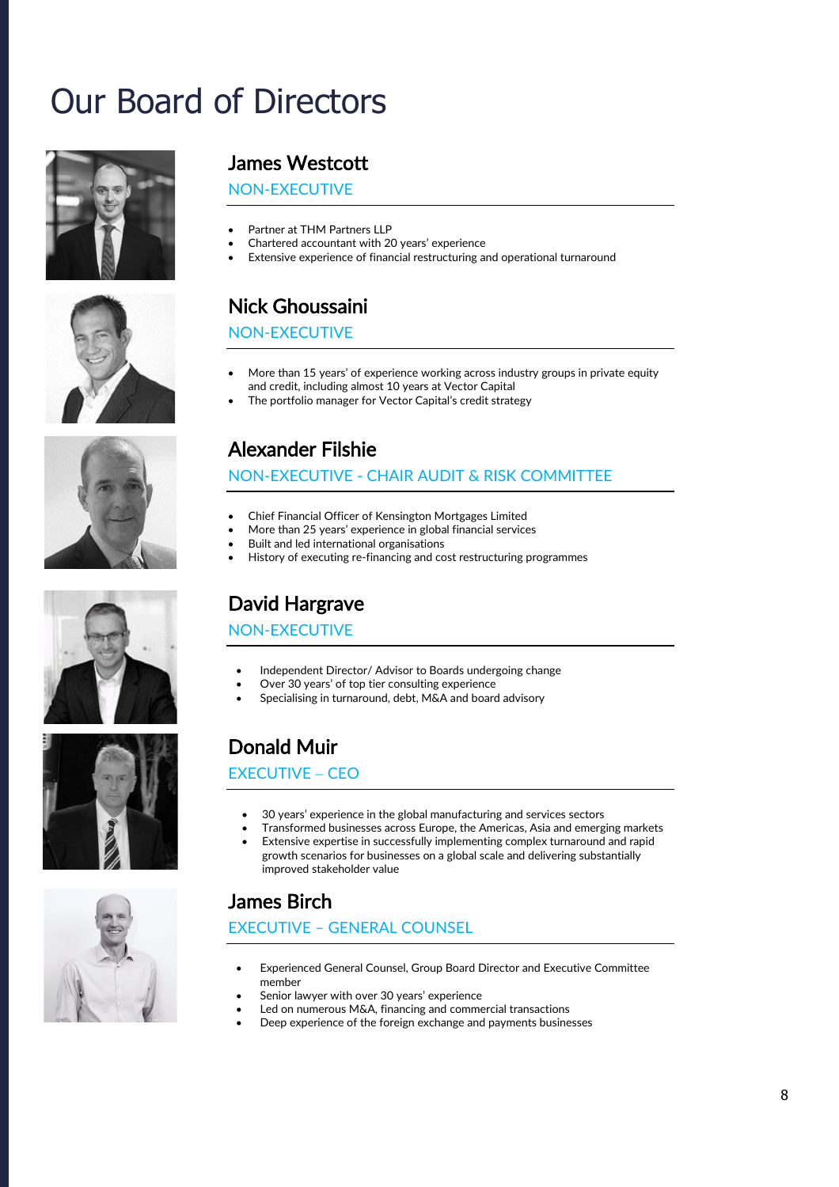# Our Board of Directors

## James Westcott

NON-EXECUTIVE

- Partner at THM Partners LLP
- Chartered accountant with 20 years' experience
- Extensive experience of financial restructuring and operational turnaround

## Nick Ghoussaini

NON-EXECUTIVE

- More than 15 years' of experience working across industry groups in private equity and credit, including almost 10 years at Vector Capital
- The portfolio manager for Vector Capital's credit strategy

## Alexander Filshie

NON-EXECUTIVE - CHAIR AUDIT & RISK COMMITTEE

- Chief Financial Officer of Kensington Mortgages Limited
- More than 25 years' experience in global financial services
- Built and led international organisations
- History of executing re-financing and cost restructuring programmes

## David Hargrave

NON-EXECUTIVE

- Independent Director/ Advisor to Boards undergoing change
- Over 30 years' of top tier consulting experience
- Specialising in turnaround, debt, M&A and board advisory

## Donald Muir

EXECUTIVE – CEO

- 30 years' experience in the global manufacturing and services sectors
- Transformed businesses across Europe, the Americas, Asia and emerging markets
- Extensive expertise in successfully implementing complex turnaround and rapid growth scenarios for businesses on a global scale and delivering substantially improved stakeholder value

## James Birch

EXECUTIVE – GENERAL COUNSEL

- Experienced General Counsel, Group Board Director and Executive Committee member
- Senior lawyer with over 30 years' experience
- Led on numerous M&A, financing and commercial transactions
- Deep experience of the foreign exchange and payments businesses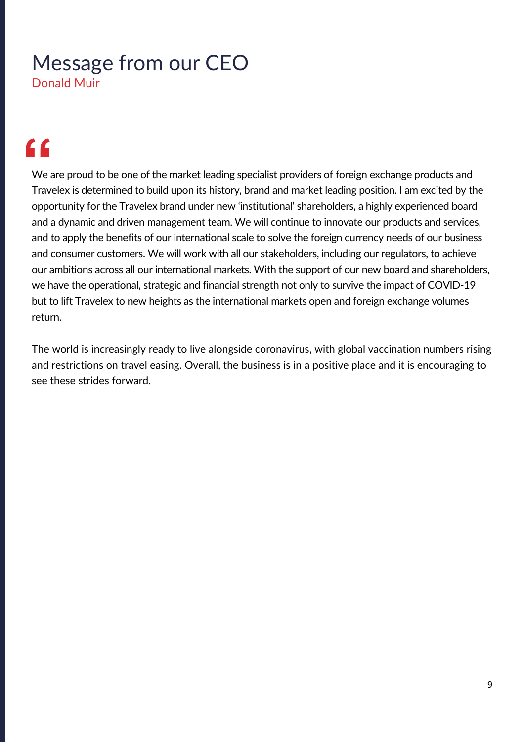# Message from our CEO

Donald Muir

"

We are proud to be one of the market leading specialist providers of foreign exchange products and Travelex is determined to build upon its history, brand and market leading position. I am excited by the opportunity for the Travelex brand under new 'institutional' shareholders, a highly experienced board and a dynamic and driven management team. We will continue to innovate our products and services, and to apply the benefits of our international scale to solve the foreign currency needs of our business and consumer customers. We will work with all our stakeholders, including our regulators, to achieve our ambitions across all our international markets. With the support of our new board and shareholders, we have the operational, strategic and financial strength not only to survive the impact of COVID-19 but to lift Travelex to new heights as the international markets open and foreign exchange volumes return.

The world is increasingly ready to live alongside coronavirus, with global vaccination numbers rising and restrictions on travel easing. Overall, the business is in a positive place and it is encouraging to see these strides forward.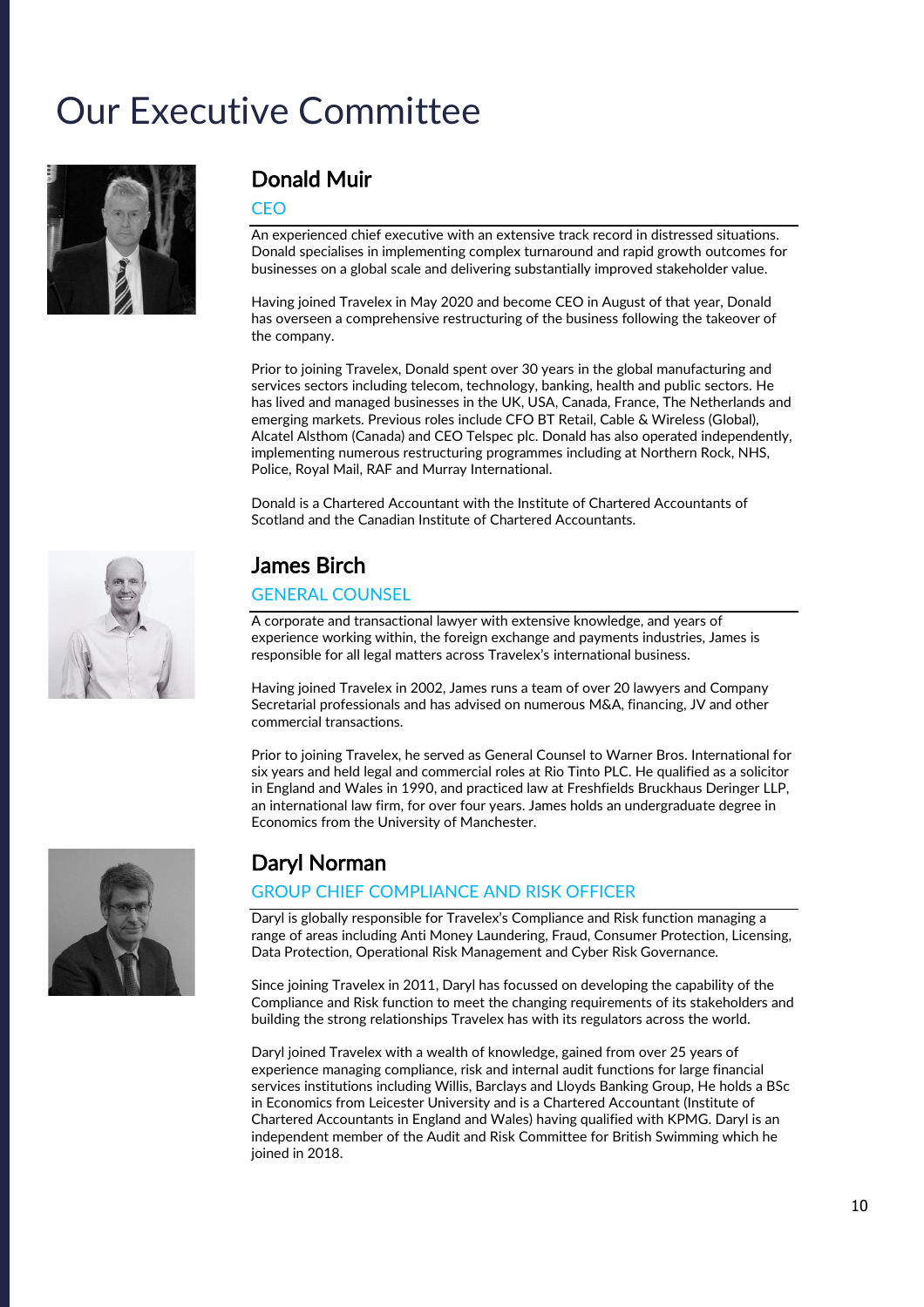# Our Executive Committee

## Donald Muir

CEO

An experienced chief executive with an extensive track record in distressed situations. Donald specialises in implementing complex turnaround and rapid growth outcomes for businesses on a global scale and delivering substantially improved stakeholder value.

Having joined Travelex in May 2020 and become CEO in August of that year, Donald has overseen a comprehensive restructuring of the business following the takeover of the company.

Prior to joining Travelex, Donald spent over 30 years in the global manufacturing and services sectors including telecom, technology, banking, health and public sectors. He has lived and managed businesses in the UK, USA, Canada, France, The Netherlands and emerging markets. Previous roles include CFO BT Retail, Cable & Wireless (Global), Alcatel Alsthom (Canada) and CEO Telspec plc. Donald has also operated independently, implementing numerous restructuring programmes including at Northern Rock, NHS, Police, Royal Mail, RAF and Murray International.

Donald is a Chartered Accountant with the Institute of Chartered Accountants of Scotland and the Canadian Institute of Chartered Accountants.

## James Birch

GENERAL COUNSEL

A corporate and transactional lawyer with extensive knowledge, and years of experience working within, the foreign exchange and payments industries, James is responsible for all legal matters across Travelex's international business.

Having joined Travelex in 2002, James runs a team of over 20 lawyers and Company Secretarial professionals and has advised on numerous M&A, financing, JV and other commercial transactions.

Prior to joining Travelex, he served as General Counsel to Warner Bros. International for six years and held legal and commercial roles at Rio Tinto PLC. He qualified as a solicitor in England and Wales in 1990, and practiced law at Freshfields Bruckhaus Deringer LLP, an international law firm, for over four years. James holds an undergraduate degree in Economics from the University of Manchester.

## Daryl Norman

GROUP CHIEF COMPLIANCE AND RISK OFFICER

Daryl is globally responsible for Travelex's Compliance and Risk function managing a range of areas including Anti Money Laundering, Fraud, Consumer Protection, Licensing, Data Protection, Operational Risk Management and Cyber Risk Governance.

Since joining Travelex in 2011, Daryl has focussed on developing the capability of the Compliance and Risk function to meet the changing requirements of its stakeholders and building the strong relationships Travelex has with its regulators across the world.

Daryl joined Travelex with a wealth of knowledge, gained from over 25 years of experience managing compliance, risk and internal audit functions for large financial services institutions including Willis, Barclays and Lloyds Banking Group, He holds a BSc in Economics from Leicester University and is a Chartered Accountant (Institute of Chartered Accountants in England and Wales) having qualified with KPMG. Daryl is an independent member of the Audit and Risk Committee for British Swimming which he joined in 2018.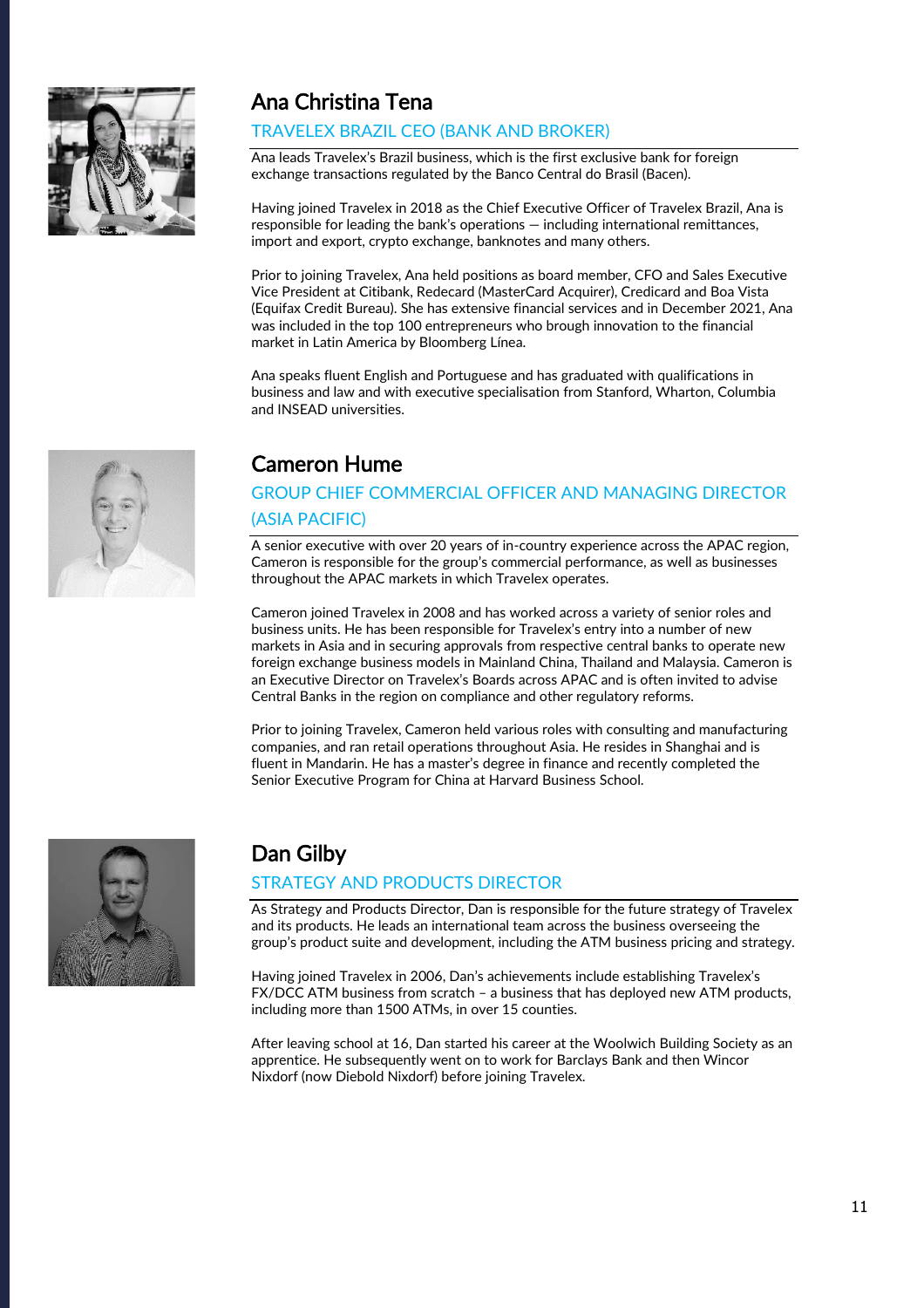## Ana Christina Tena

### TRAVELEX BRAZIL CEO (BANK AND BROKER)

Ana leads Travelex's Brazil business, which is the first exclusive bank for foreign exchange transactions regulated by the Banco Central do Brasil (Bacen).

Having joined Travelex in 2018 as the Chief Executive Officer of Travelex Brazil, Ana is responsible for leading the bank's operations — including international remittances, import and export, crypto exchange, banknotes and many others.

Prior to joining Travelex, Ana held positions as board member, CFO and Sales Executive Vice President at Citibank, Redecard (MasterCard Acquirer), Credicard and Boa Vista (Equifax Credit Bureau). She has extensive financial services and in December 2021, Ana was included in the top 100 entrepreneurs who brough innovation to the financial market in Latin America by Bloomberg Línea.

Ana speaks fluent English and Portuguese and has graduated with qualifications in business and law and with executive specialisation from Stanford, Wharton, Columbia and INSEAD universities.

## Cameron Hume

### GROUP CHIEF COMMERCIAL OFFICER AND MANAGING DIRECTOR (ASIA PACIFIC)

A senior executive with over 20 years of in-country experience across the APAC region, Cameron is responsible for the group's commercial performance, as well as businesses throughout the APAC markets in which Travelex operates.

Cameron joined Travelex in 2008 and has worked across a variety of senior roles and business units. He has been responsible for Travelex's entry into a number of new markets in Asia and in securing approvals from respective central banks to operate new foreign exchange business models in Mainland China, Thailand and Malaysia. Cameron is an Executive Director on Travelex's Boards across APAC and is often invited to advise Central Banks in the region on compliance and other regulatory reforms.

Prior to joining Travelex, Cameron held various roles with consulting and manufacturing companies, and ran retail operations throughout Asia. He resides in Shanghai and is fluent in Mandarin. He has a master's degree in finance and recently completed the Senior Executive Program for China at Harvard Business School.

## Dan Gilby

### STRATEGY AND PRODUCTS DIRECTOR

As Strategy and Products Director, Dan is responsible for the future strategy of Travelex and its products. He leads an international team across the business overseeing the group's product suite and development, including the ATM business pricing and strategy.

Having joined Travelex in 2006, Dan's achievements include establishing Travelex's FX/DCC ATM business from scratch – a business that has deployed new ATM products, including more than 1500 ATMs, in over 15 counties.

After leaving school at 16, Dan started his career at the Woolwich Building Society as an apprentice. He subsequently went on to work for Barclays Bank and then Wincor Nixdorf (now Diebold Nixdorf) before joining Travelex.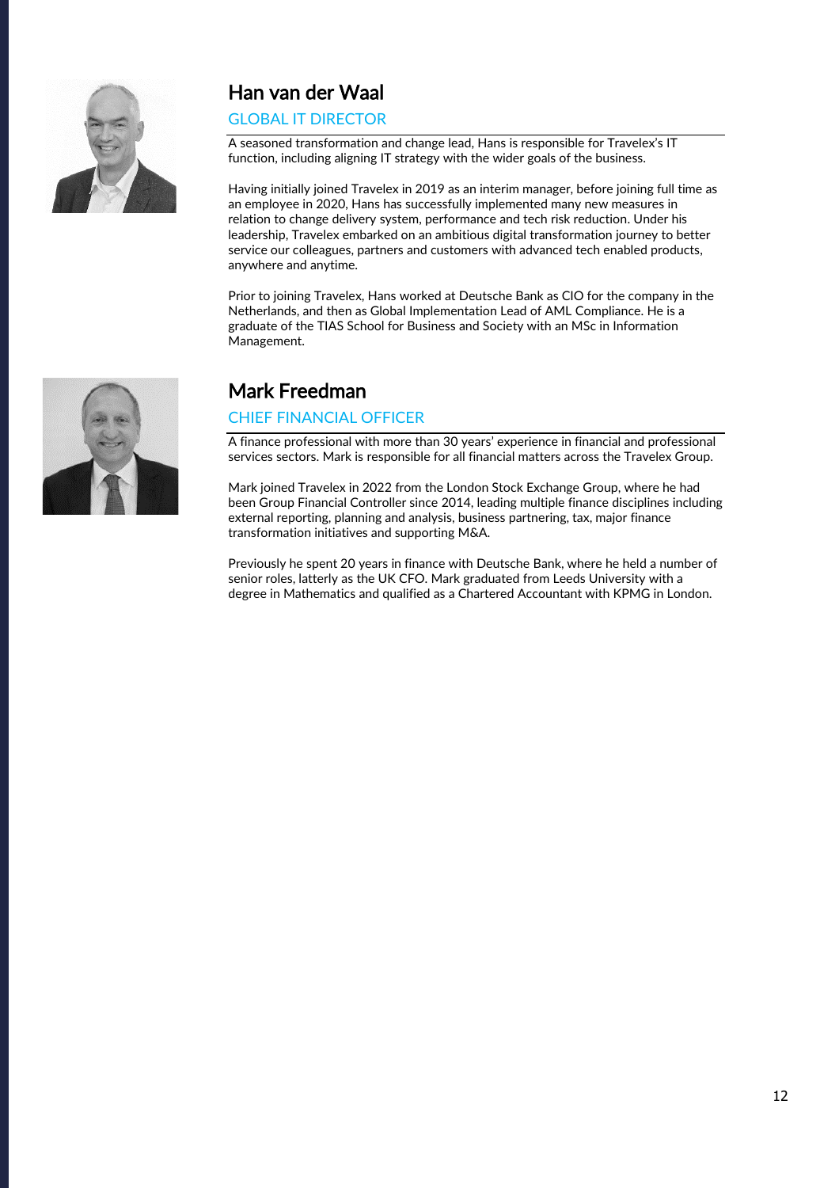## Han van der Waal

### GLOBAL IT DIRECTOR

A seasoned transformation and change lead, Hans is responsible for Travelex's IT function, including aligning IT strategy with the wider goals of the business.

Having initially joined Travelex in 2019 as an interim manager, before joining full time as an employee in 2020, Hans has successfully implemented many new measures in relation to change delivery system, performance and tech risk reduction. Under his leadership, Travelex embarked on an ambitious digital transformation journey to better service our colleagues, partners and customers with advanced tech enabled products, anywhere and anytime.

Prior to joining Travelex, Hans worked at Deutsche Bank as CIO for the company in the Netherlands, and then as Global Implementation Lead of AML Compliance. He is a graduate of the TIAS School for Business and Society with an MSc in Information Management.

## Mark Freedman

### CHIEF FINANCIAL OFFICER

A finance professional with more than 30 years' experience in financial and professional services sectors. Mark is responsible for all financial matters across the Travelex Group.

Mark joined Travelex in 2022 from the London Stock Exchange Group, where he had been Group Financial Controller since 2014, leading multiple finance disciplines including external reporting, planning and analysis, business partnering, tax, major finance transformation initiatives and supporting M&A.

Previously he spent 20 years in finance with Deutsche Bank, where he held a number of senior roles, latterly as the UK CFO. Mark graduated from Leeds University with a degree in Mathematics and qualified as a Chartered Accountant with KPMG in London.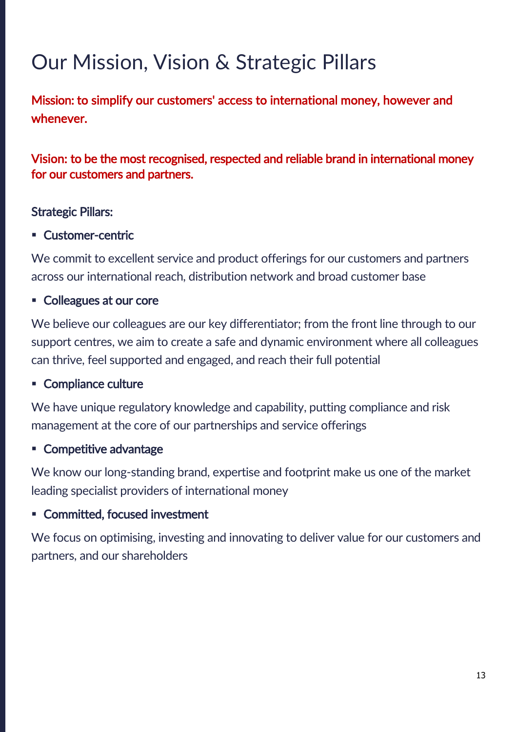# Our Mission, Vision & Strategic Pillars

**Mission: to simplify our customers' access to international money, however and whenever.**

**Vision: to be the most recognised, respected and reliable brand in international money for our customers and partners.**

**Strategic Pillars:**

- **Customer-centric**

We commit to excellent service and product offerings for our customers and partners across our international reach, distribution network and broad customer base

- **Colleagues at our core**

We believe our colleagues are our key differentiator; from the front line through to our support centres, we aim to create a safe and dynamic environment where all colleagues can thrive, feel supported and engaged, and reach their full potential

- **Compliance culture**

We have unique regulatory knowledge and capability, putting compliance and risk management at the core of our partnerships and service offerings

- **Competitive advantage**

We know our long-standing brand, expertise and footprint make us one of the market leading specialist providers of international money

- **Committed, focused investment**

We focus on optimising, investing and innovating to deliver value for our customers and partners, and our shareholders